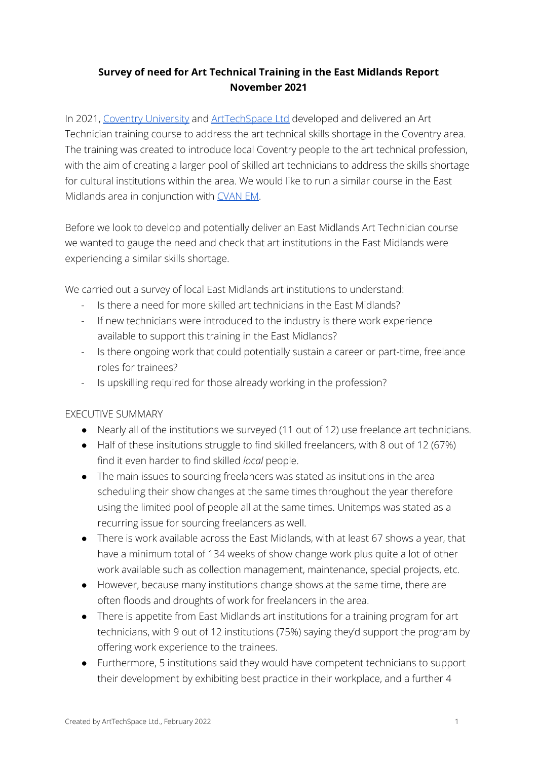**Survey of need for Art Technical Training in the East Midlands Report November 2021**

In 2021, Coventry University and ArtTechSpace Ltd developed and delivered an Art Technician training course to address the art technical skills shortage in the Coventry area. The training was created to introduce local Coventry people to the art technical profession, with the aim of creating a larger pool of skilled art technicians to address the skills shortage for cultural institutions within the area. We would like to run a similar course in the East Midlands area in conjunction with CVAN EM.

Before we look to develop and potentially deliver an East Midlands Art Technician course we wanted to gauge the need and check that art institutions in the East Midlands were experiencing a similar skills shortage.

We carried out a survey of local East Midlands art institutions to understand:

- Is there a need for more skilled art technicians in the East Midlands?
- If new technicians were introduced to the industry is there work experience available to support this training in the East Midlands?
- Is there ongoing work that could potentially sustain a career or part-time, freelance roles for trainees?
- Is upskilling required for those already working in the profession?

EXECUTIVE SUMMARY

- Nearly all of the institutions we surveyed (11 out of 12) use freelance art technicians.
- Half of these insitutions struggle to find skilled freelancers, with 8 out of 12 (67%) find it even harder to find skilled *local* people.
- The main issues to sourcing freelancers was stated as insitutions in the area scheduling their show changes at the same times throughout the year therefore using the limited pool of people all at the same times. Unitemps was stated as a recurring issue for sourcing freelancers as well.
- There is work available across the East Midlands, with at least 67 shows a year, that have a minimum total of 134 weeks of show change work plus quite a lot of other work available such as collection management, maintenance, special projects, etc.
- However, because many institutions change shows at the same time, there are often floods and droughts of work for freelancers in the area.
- There is appetite from East Midlands art institutions for a training program for art technicians, with 9 out of 12 institutions (75%) saying they'd support the program by offering work experience to the trainees.
- Furthermore, 5 institutions said they would have competent technicians to support their development by exhibiting best practice in their workplace, and a further 4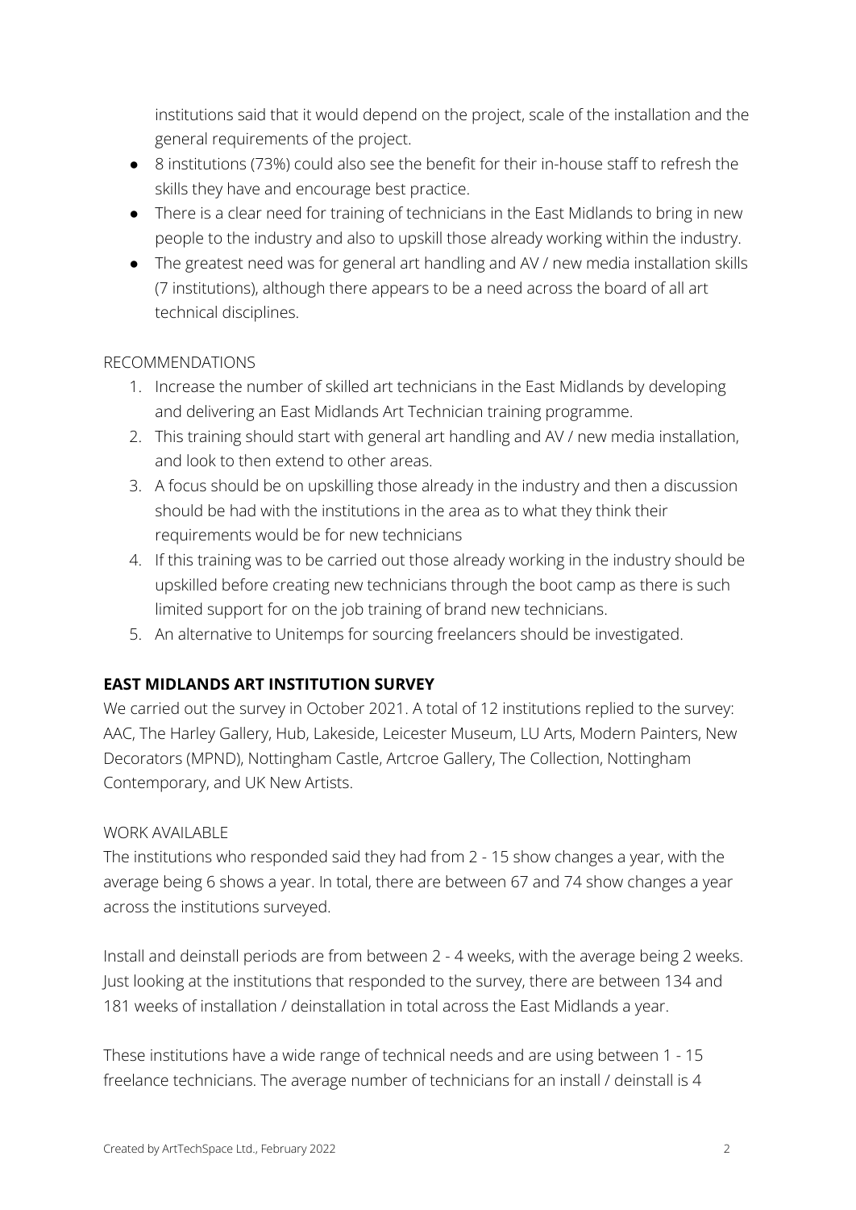institutions said that it would depend on the project, scale of the installation and the general requirements of the project.

- 8 institutions (73%) could also see the benefit for their in-house staff to refresh the skills they have and encourage best practice.
- There is a clear need for training of technicians in the East Midlands to bring in new people to the industry and also to upskill those already working within the industry.
- The greatest need was for general art handling and AV / new media installation skills (7 institutions), although there appears to be a need across the board of all art technical disciplines.

RECOMMENDATIONS

1. Increase the number of skilled art technicians in the East Midlands by developing and delivering an East Midlands Art Technician training programme.
2. This training should start with general art handling and AV / new media installation, and look to then extend to other areas.
3. A focus should be on upskilling those already in the industry and then a discussion should be had with the institutions in the area as to what they think their requirements would be for new technicians
4. If this training was to be carried out those already working in the industry should be upskilled before creating new technicians through the boot camp as there is such limited support for on the job training of brand new technicians.
5. An alternative to Unitemps for sourcing freelancers should be investigated.

## EAST MIDLANDS ART INSTITUTION SURVEY

We carried out the survey in October 2021. A total of 12 institutions replied to the survey: AAC, The Harley Gallery, Hub, Lakeside, Leicester Museum, LU Arts, Modern Painters, New Decorators (MPND), Nottingham Castle, Artcroe Gallery, The Collection, Nottingham Contemporary, and UK New Artists.

WORK AVAILABLE

The institutions who responded said they had from 2 - 15 show changes a year, with the average being 6 shows a year. In total, there are between 67 and 74 show changes a year across the institutions surveyed.

Install and deinstall periods are from between 2 - 4 weeks, with the average being 2 weeks. Just looking at the institutions that responded to the survey, there are between 134 and 181 weeks of installation / deinstallation in total across the East Midlands a year.

These institutions have a wide range of technical needs and are using between 1 - 15 freelance technicians. The average number of technicians for an install / deinstall is 4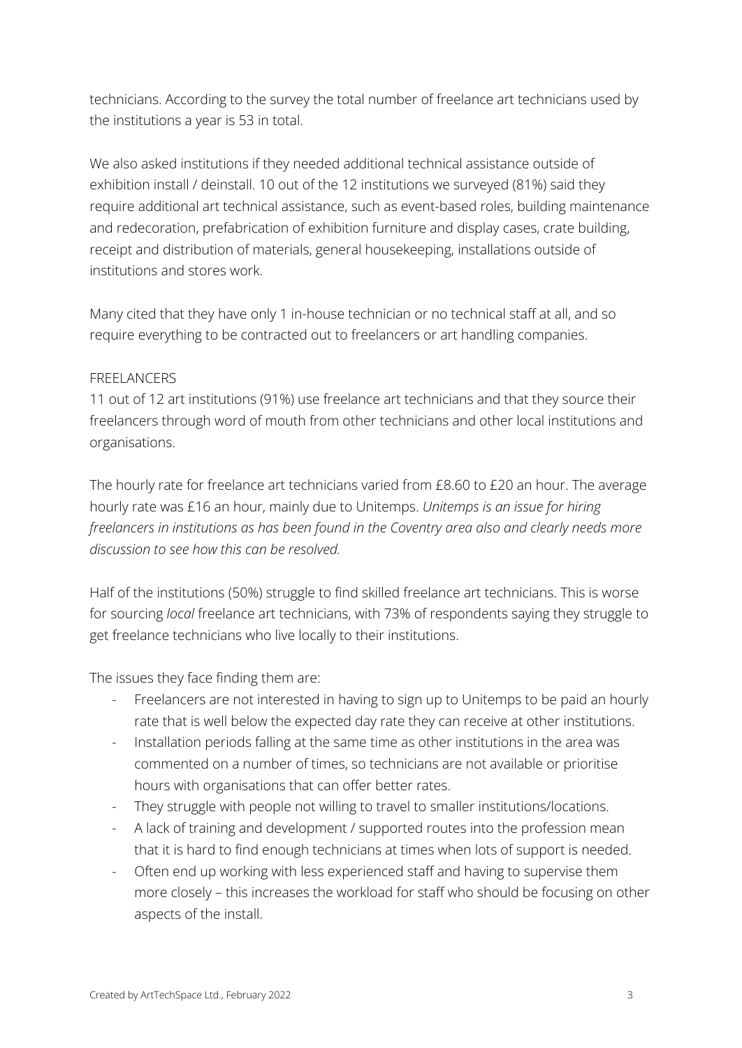technicians. According to the survey the total number of freelance art technicians used by the institutions a year is 53 in total.

We also asked institutions if they needed additional technical assistance outside of exhibition install / deinstall. 10 out of the 12 institutions we surveyed (81%) said they require additional art technical assistance, such as event-based roles, building maintenance and redecoration, prefabrication of exhibition furniture and display cases, crate building, receipt and distribution of materials, general housekeeping, installations outside of institutions and stores work.

Many cited that they have only 1 in-house technician or no technical staff at all, and so require everything to be contracted out to freelancers or art handling companies.

FREELANCERS

11 out of 12 art institutions (91%) use freelance art technicians and that they source their freelancers through word of mouth from other technicians and other local institutions and organisations.

The hourly rate for freelance art technicians varied from £8.60 to £20 an hour. The average hourly rate was £16 an hour, mainly due to Unitemps. *Unitemps is an issue for hiring freelancers in institutions as has been found in the Coventry area also and clearly needs more discussion to see how this can be resolved.*

Half of the institutions (50%) struggle to find skilled freelance art technicians. This is worse for sourcing *local* freelance art technicians, with 73% of respondents saying they struggle to get freelance technicians who live locally to their institutions.

The issues they face finding them are:

- Freelancers are not interested in having to sign up to Unitemps to be paid an hourly rate that is well below the expected day rate they can receive at other institutions.
- Installation periods falling at the same time as other institutions in the area was commented on a number of times, so technicians are not available or prioritise hours with organisations that can offer better rates.
- They struggle with people not willing to travel to smaller institutions/locations.
- A lack of training and development / supported routes into the profession mean that it is hard to find enough technicians at times when lots of support is needed.
- Often end up working with less experienced staff and having to supervise them more closely – this increases the workload for staff who should be focusing on other aspects of the install.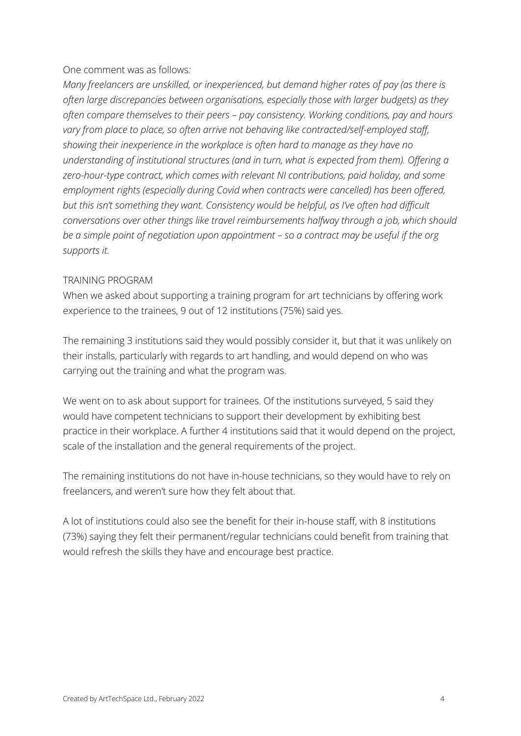One comment was as follows:

*Many freelancers are unskilled, or inexperienced, but demand higher rates of pay (as there is often large discrepancies between organisations, especially those with larger budgets) as they often compare themselves to their peers – pay consistency. Working conditions, pay and hours vary from place to place, so often arrive not behaving like contracted/self-employed staff, showing their inexperience in the workplace is often hard to manage as they have no understanding of institutional structures (and in turn, what is expected from them). Offering a zero-hour-type contract, which comes with relevant NI contributions, paid holiday, and some employment rights (especially during Covid when contracts were cancelled) has been offered, but this isn't something they want. Consistency would be helpful, as I've often had difficult conversations over other things like travel reimbursements halfway through a job, which should be a simple point of negotiation upon appointment – so a contract may be useful if the org supports it.*

## TRAINING PROGRAM

When we asked about supporting a training program for art technicians by offering work experience to the trainees, 9 out of 12 institutions (75%) said yes.

The remaining 3 institutions said they would possibly consider it, but that it was unlikely on their installs, particularly with regards to art handling, and would depend on who was carrying out the training and what the program was.

We went on to ask about support for trainees. Of the institutions surveyed, 5 said they would have competent technicians to support their development by exhibiting best practice in their workplace. A further 4 institutions said that it would depend on the project, scale of the installation and the general requirements of the project.

The remaining institutions do not have in-house technicians, so they would have to rely on freelancers, and weren't sure how they felt about that.

A lot of institutions could also see the benefit for their in-house staff, with 8 institutions (73%) saying they felt their permanent/regular technicians could benefit from training that would refresh the skills they have and encourage best practice.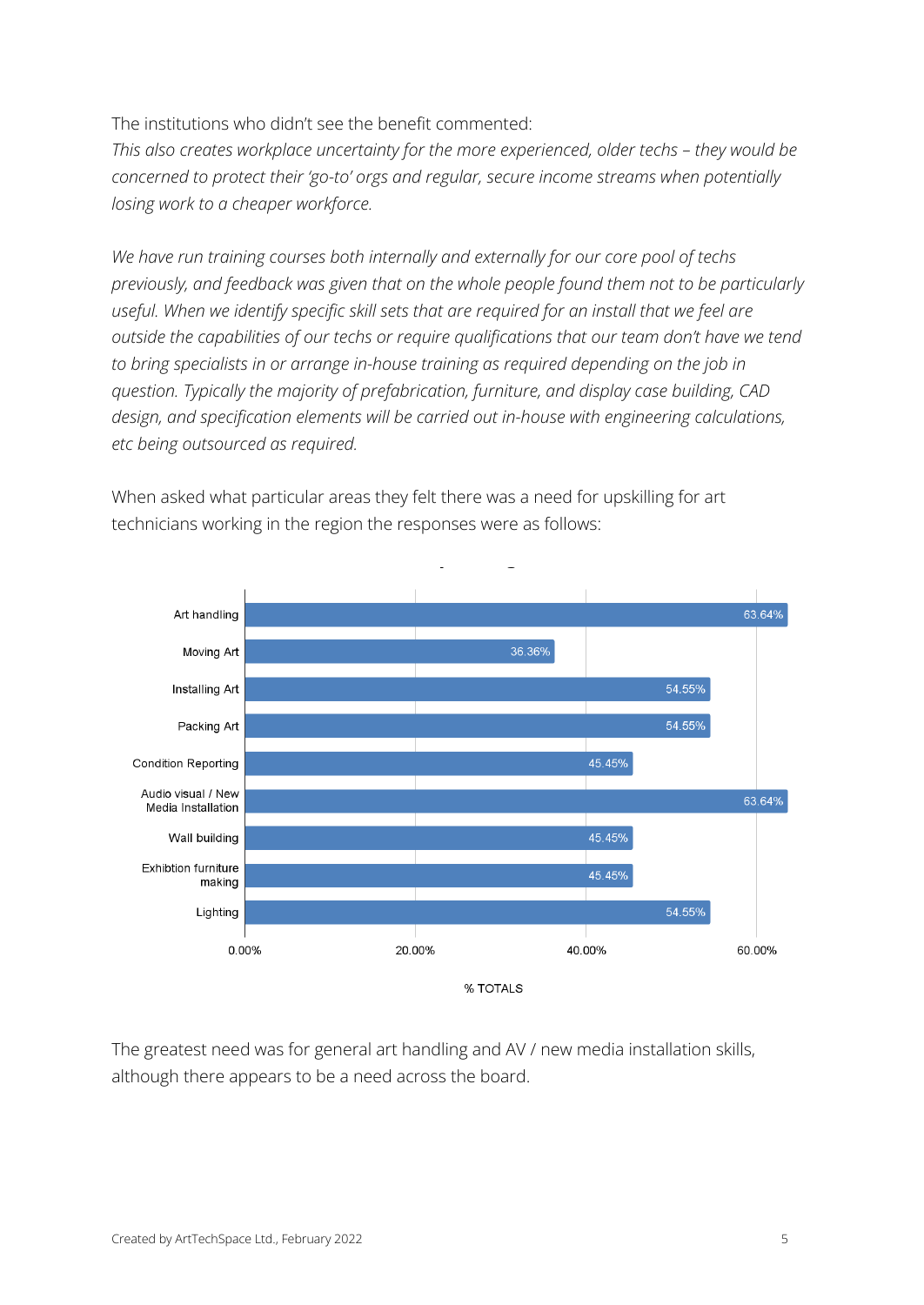The institutions who didn't see the benefit commented:

*This also creates workplace uncertainty for the more experienced, older techs – they would be concerned to protect their 'go-to' orgs and regular, secure income streams when potentially losing work to a cheaper workforce.*

*We have run training courses both internally and externally for our core pool of techs previously, and feedback was given that on the whole people found them not to be particularly useful. When we identify specific skill sets that are required for an install that we feel are outside the capabilities of our techs or require qualifications that our team don't have we tend to bring specialists in or arrange in-house training as required depending on the job in question. Typically the majority of prefabrication, furniture, and display case building, CAD design, and specification elements will be carried out in-house with engineering calculations, etc being outsourced as required.*

When asked what particular areas they felt there was a need for upskilling for art technicians working in the region the responses were as follows:

Art handling 63.64%
Moving Art 36.36%
Installing Art 54.55%
Packing Art 54.55%
Condition Reporting 45.45%
Audio visual / New Media Installation 63.64%
Wall building 45.45%
Exhibtion furniture making 45.45%
Lighting 54.55%

0.00%
20.00%
40.00%
60.00%

% TOTALS

The greatest need was for general art handling and AV / new media installation skills, although there appears to be a need across the board.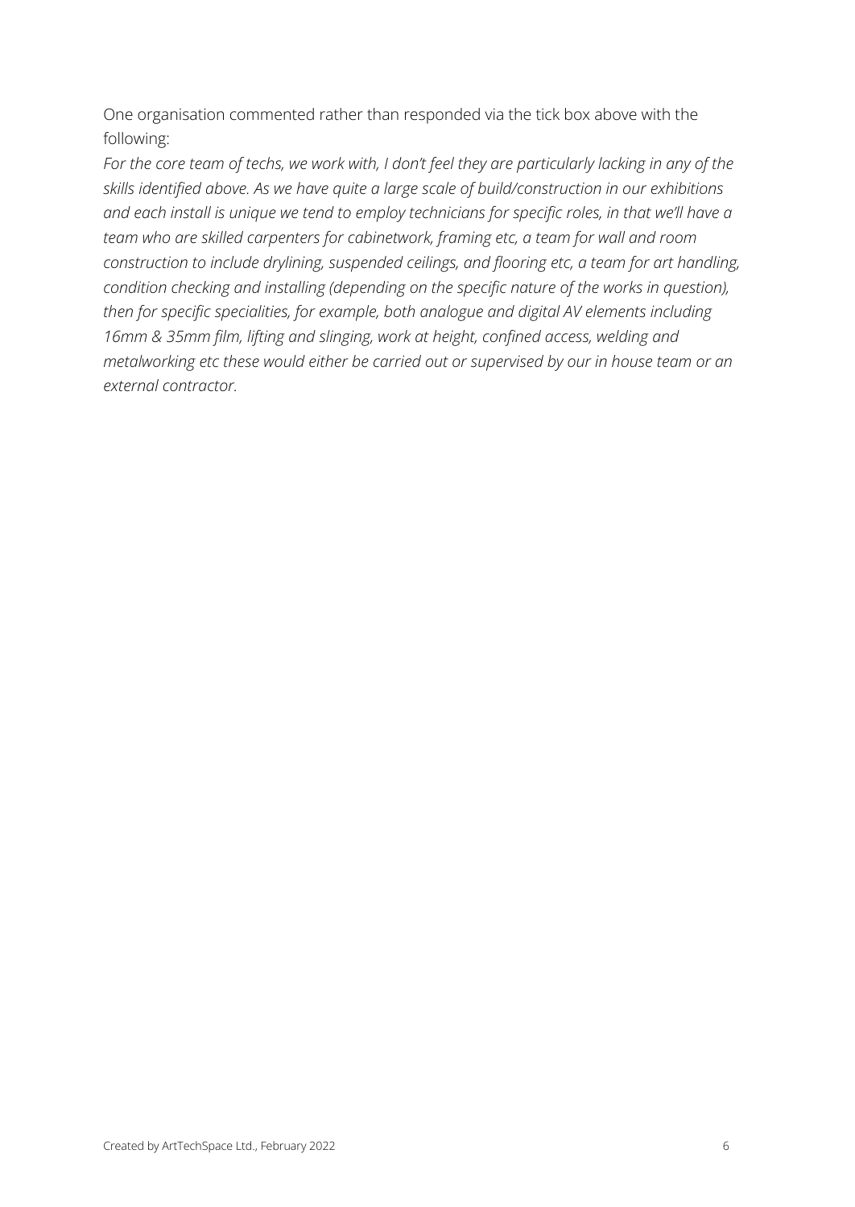One organisation commented rather than responded via the tick box above with the following:

*For the core team of techs, we work with, I don't feel they are particularly lacking in any of the skills identified above. As we have quite a large scale of build/construction in our exhibitions and each install is unique we tend to employ technicians for specific roles, in that we'll have a team who are skilled carpenters for cabinetwork, framing etc, a team for wall and room construction to include drylining, suspended ceilings, and flooring etc, a team for art handling, condition checking and installing (depending on the specific nature of the works in question), then for specific specialities, for example, both analogue and digital AV elements including 16mm & 35mm film, lifting and slinging, work at height, confined access, welding and metalworking etc these would either be carried out or supervised by our in house team or an external contractor.*

Created by ArtTechSpace Ltd., February 2022